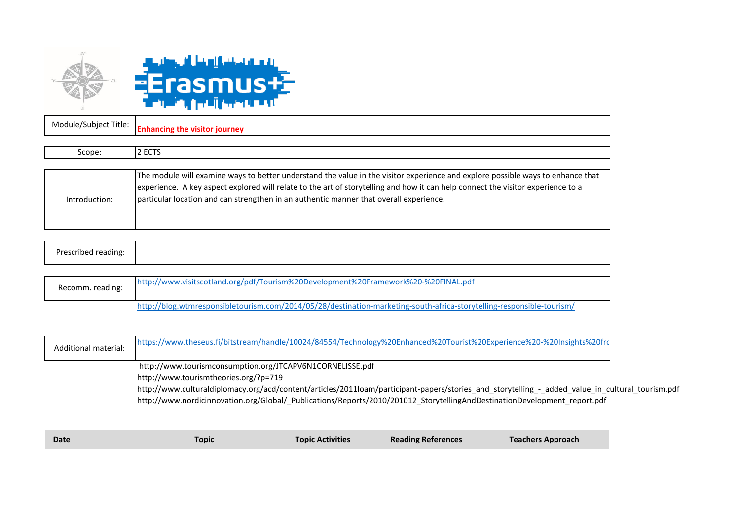| | |
|---|---|
| Module/Subject Title: | **Enhancing the visitor journey** |

| | |
|---|---|
| Scope: | 2 ECTS |

| | |
|---|---|
| Introduction: | The module will examine ways to better understand the value in the visitor experience and explore possible ways to enhance that experience. A key aspect explored will relate to the art of storytelling and how it can help connect the visitor experience to a particular location and can strengthen in an authentic manner that overall experience. |

| | |
|---|---|
| Prescribed reading: | |

| | |
|---|---|
| Recomm. reading: | http://www.visitscotland.org/pdf/Tourism%20Development%20Framework%20-%20FINAL.pdf |
| | http://blog.wtmresponsibletourism.com/2014/05/28/destination-marketing-south-africa-storytelling-responsible-tourism/ |

| | |
|---|---|
| Additional material: | https://www.theseus.fi/bitstream/handle/10024/84554/Technology%20Enhanced%20Tourist%20Experience%20-%20Insights%20fr |
| | http://www.tourismconsumption.org/JTCAPV6N1CORNELISSE.pdf |
| | http://www.tourismtheories.org/?p=719 |
| | http://www.culturaldiplomacy.org/acd/content/articles/2011loam/participant-papers/stories_and_storytelling_-_added_value_in_cultural_tourism.pdf |
| | http://www.nordicinnovation.org/Global/_Publications/Reports/2010/201012_StorytellingAndDestinationDevelopment_report.pdf |

| Date | Topic | Topic Activities | Reading References | Teachers Approach |
|---|---|---|---|---|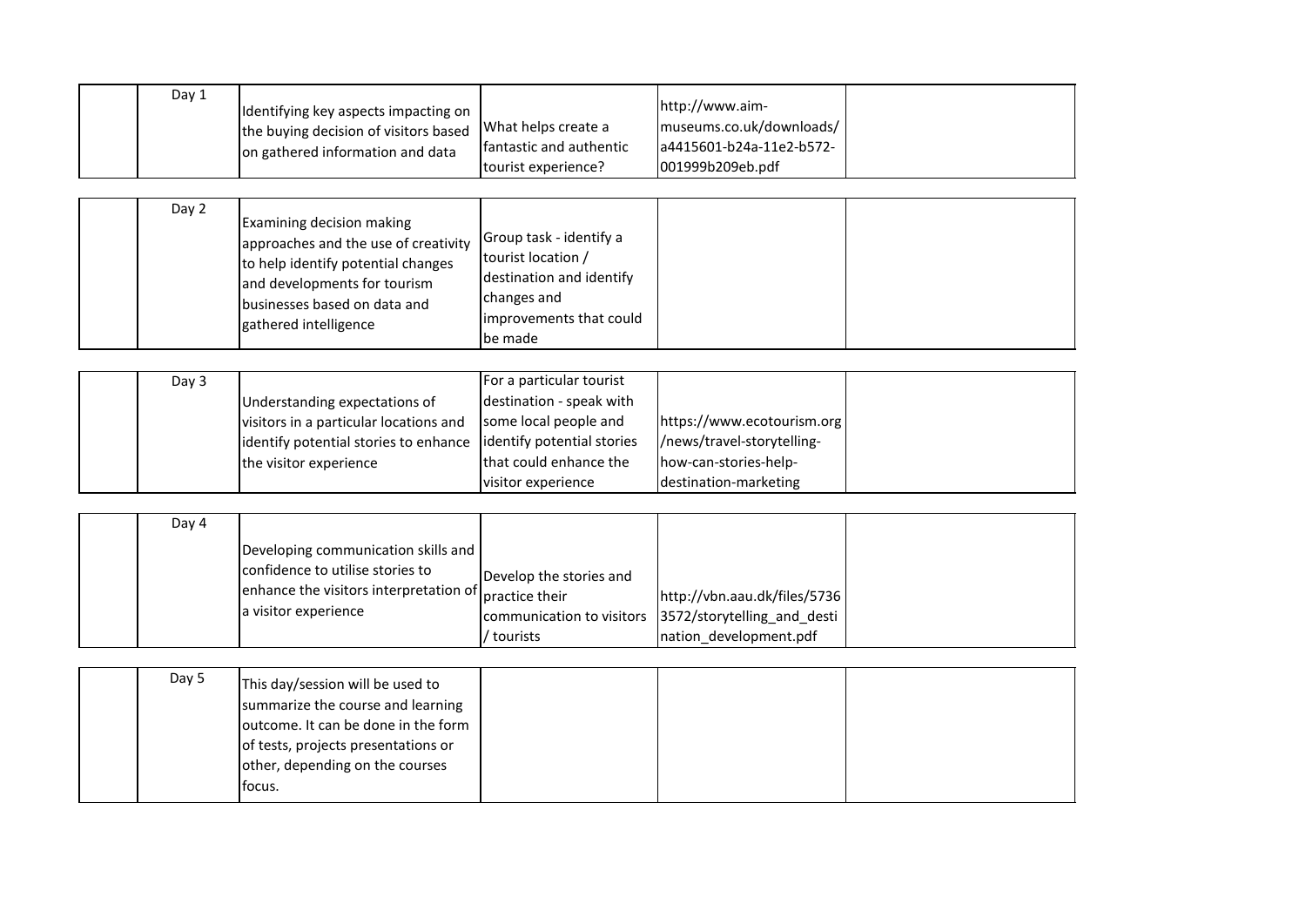| | | | | | |
|---|---|---|---|---|---|
| | Day 1 | Identifying key aspects impacting on the buying decision of visitors based on gathered information and data | What helps create a fantastic and authentic tourist experience? | http://www.aim-museums.co.uk/downloads/a4415601-b24a-11e2-b572-001999b209eb.pdf | |
| | Day 2 | Examining decision making approaches and the use of creativity to help identify potential changes and developments for tourism businesses based on data and gathered intelligence | Group task - identify a tourist location / destination and identify changes and improvements that could be made | | |
| | Day 3 | Understanding expectations of visitors in a particular locations and identify potential stories to enhance the visitor experience | For a particular tourist destination - speak with some local people and identify potential stories that could enhance the visitor experience | https://www.ecotourism.org/news/travel-storytelling-how-can-stories-help-destination-marketing | |
| | Day 4 | Developing communication skills and confidence to utilise stories to enhance the visitors interpretation of a visitor experience | Develop the stories and practice their communication to visitors / tourists | http://vbn.aau.dk/files/57363572/storytelling_and_destination_development.pdf | |
| | Day 5 | This day/session will be used to summarize the course and learning outcome. It can be done in the form of tests, projects presentations or other, depending on the courses focus. | | | |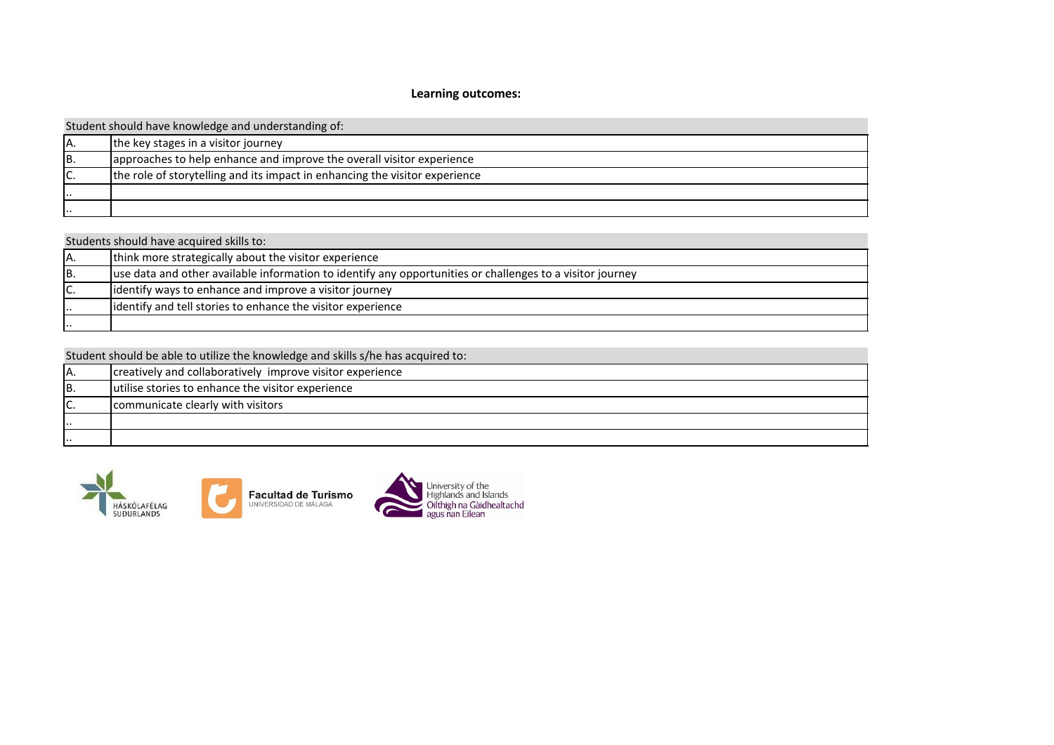**Learning outcomes:**

| Student should have knowledge and understanding of: | |
|---|---|
| A. | the key stages in a visitor journey |
| B. | approaches to help enhance and improve the overall visitor experience |
| C. | the role of storytelling and its impact in enhancing the visitor experience |
| .. | |
| .. | |

| Students should have acquired skills to: | |
|---|---|
| A. | think more strategically about the visitor experience |
| B. | use data and other available information to identify any opportunities or challenges to a visitor journey |
| C. | identify ways to enhance and improve a visitor journey |
| .. | identify and tell stories to enhance the visitor experience |
| .. | |

| Student should be able to utilize the knowledge and skills s/he has acquired to: | |
|---|---|
| A. | creatively and collaboratively improve visitor experience |
| B. | utilise stories to enhance the visitor experience |
| C. | communicate clearly with visitors |
| .. | |
| .. | |

HÁSKÓLAFÉLAG SUÐURLANDS

Facultad de Turismo
UNIVERSIDAD DE MÁLAGA

University of the Highlands and Islands
Oilthigh na Gàidhealtachd agus nan Eilean